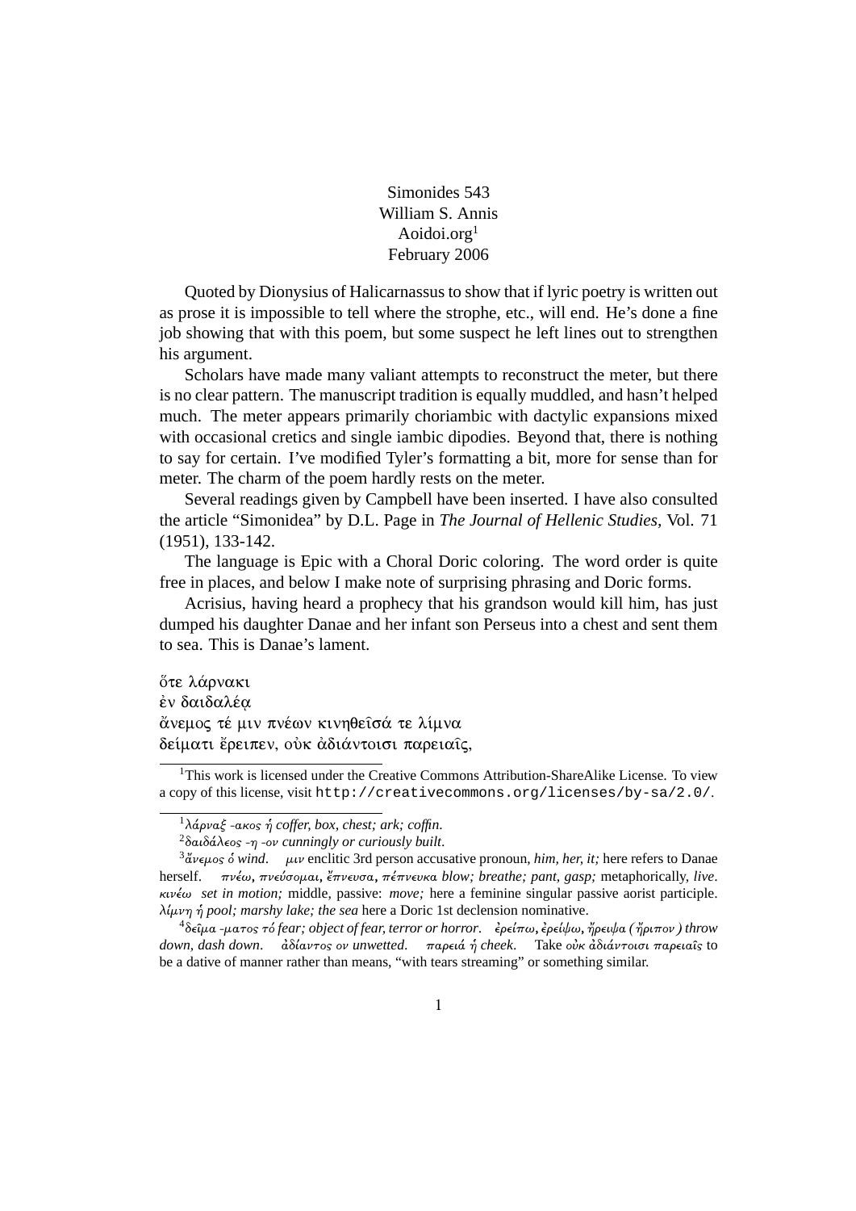Simonides 543
William S. Annis
Aoidoi.org[1]
February 2006

Quoted by Dionysius of Halicarnassus to show that if lyric poetry is written out as prose it is impossible to tell where the strophe, etc., will end. He's done a fine job showing that with this poem, but some suspect he left lines out to strengthen his argument.

Scholars have made many valiant attempts to reconstruct the meter, but there is no clear pattern. The manuscript tradition is equally muddled, and hasn't helped much. The meter appears primarily choriambic with dactylic expansions mixed with occasional cretics and single iambic dipodies. Beyond that, there is nothing to say for certain. I've modified Tyler's formatting a bit, more for sense than for meter. The charm of the poem hardly rests on the meter.

Several readings given by Campbell have been inserted. I have also consulted the article "Simonidea" by D.L. Page in *The Journal of Hellenic Studies*, Vol. 71 (1951), 133-142.

The language is Epic with a Choral Doric coloring. The word order is quite free in places, and below I make note of surprising phrasing and Doric forms.

Acrisius, having heard a prophecy that his grandson would kill him, has just dumped his daughter Danae and her infant son Perseus into a chest and sent them to sea. This is Danae's lament.

ὅτε λάρνακι
ἐν δαιδαλέᾳ
ἄνεμος τέ μιν πνέων κινηθεῖσά τε λίμνα
δείματι ἔρειπεν, οὐκ ἀδιάντοισι παρειαῖς,

---

[1] This work is licensed under the Creative Commons Attribution-ShareAlike License. To view a copy of this license, visit http://creativecommons.org/licenses/by-sa/2.0/.

---

[1] *λάρναξ -ακος ἡ coffer, box, chest; ark; coffin.*

[2] *δαιδάλεος -η -ον cunningly or curiously built.*

[3] *ἄνεμος ὁ wind.* *μιν* enclitic 3rd person accusative pronoun, *him, her, it;* here refers to Danae herself. *πνέω, πνεύσομαι, ἔπνευσα, πέπνευκα blow; breathe; pant, gasp;* metaphorically, *live*. *κινέω set in motion;* middle, passive: *move;* here a feminine singular passive aorist participle. *λίμνη ἡ pool; marshy lake; the sea* here a Doric 1st declension nominative.

[4] *δεῖμα -ματος τό fear; object of fear, terror or horror*. *ἐρείπω, ἐρείψω, ἤρειψα (ἤριπον) throw down, dash down*. *ἀδίαντος ον unwetted*. *παρειά ἡ cheek*. Take *οὐκ ἀδιάντοισι παρειαῖς* to be a dative of manner rather than means, "with tears streaming" or something similar.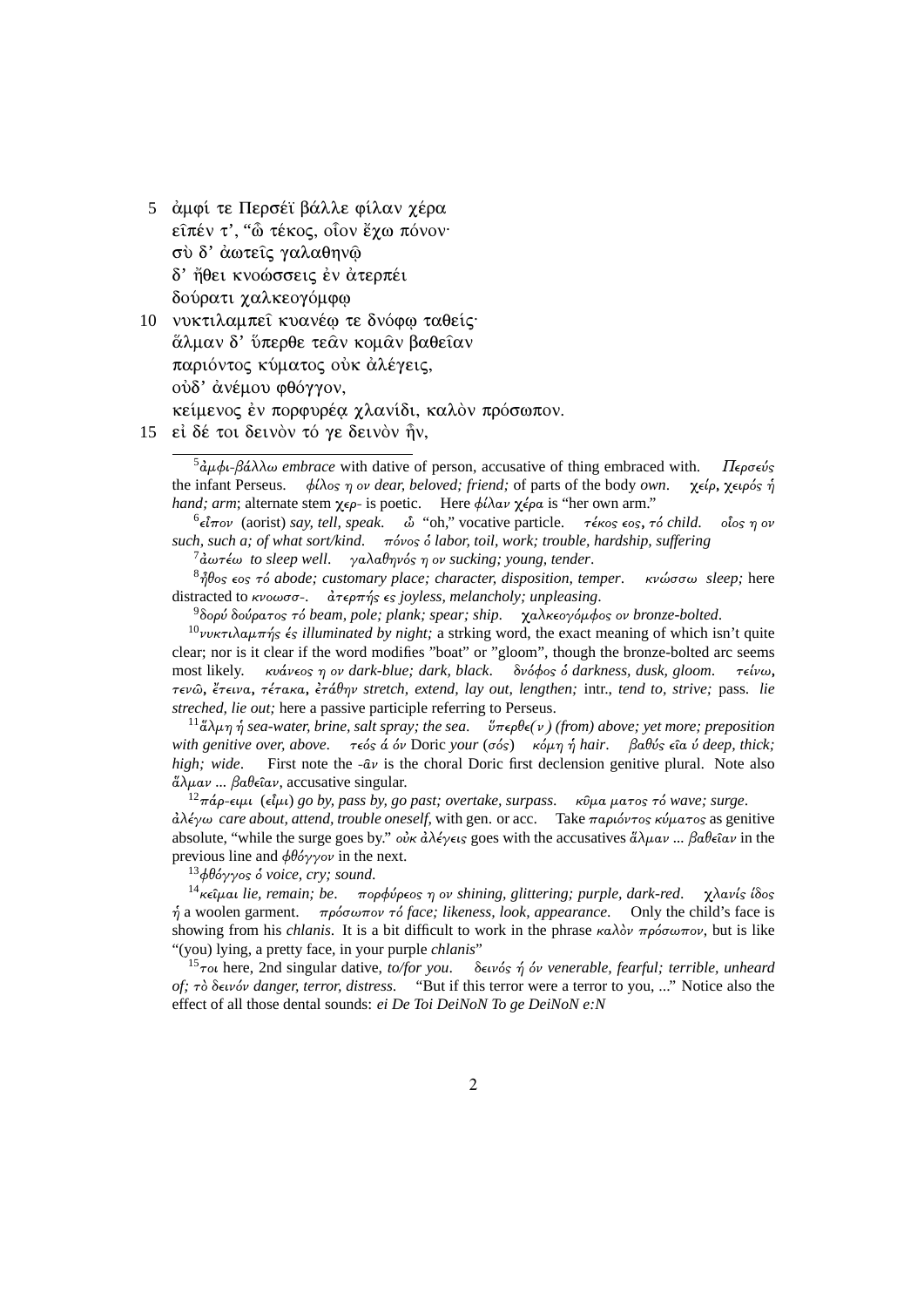5 ἀμφί τε Περσέϊ βάλλε φίλαν χέρα
εἶπέν τ', "ὦ τέκος, οἷον ἔχω πόνον·
σὺ δ' ἀωτεῖς γαλαθηνῷ
δ' ἤθει κνοώσσεις ἐν ἀτερπέι
δούρατι χαλκεογόμφῳ
10 νυκτιλαμπεῖ κυανέῳ τε δνόφῳ ταθείς·
ἅλμαν δ' ὕπερθε τεᾶν κομᾶν βαθεῖαν
παριόντος κύματος οὐκ ἀλέγεις,
οὐδ' ἀνέμου φθόγγον,
κείμενος ἐν πορφυρέᾳ χλανίδι, καλὸν πρόσωπον.
15 εἰ δέ τοι δεινὸν τό γε δεινὸν ἦν,

---

[5] *ἀμφι-βάλλω embrace* with dative of person, accusative of thing embraced with. *Περσεύς* the infant Perseus. *φίλος η ον dear, beloved; friend;* of parts of the body *own*. **χείρ, χειρός** *ἡ hand; arm*; alternate stem **χερ-** is poetic. Here *φίλαν χέρα* is "her own arm."

[6] *εἶπον* (aorist) *say, tell, speak*. *ὦ* "oh," vocative particle. *τέκος εος, τό child*. *οἷος η ον such, such a; of what sort/kind*. *πόνος ὁ labor, toil, work; trouble, hardship, suffering*

[7] *ἀωτέω to sleep well*. *γαλαθηνός η ον sucking; young, tender*.

[8] *ἦθος εος τό abode; customary place; character, disposition, temper*. *κνώσσω sleep;* here distracted to *κνοωσσ-*. *ἀτερπής ές joyless, melancholy; unpleasing*.

[9] *δορύ δούρατος τό beam, pole; plank; spear; ship*. **χαλκεογόμφος** *ον bronze-bolted*.

[10] *νυκτιλαμπής ές illuminated by night;* a strking word, the exact meaning of which isn't quite clear; nor is it clear if the word modifies "boat" or "gloom", though the bronze-bolted arc seems most likely. *κυάνεος η ον dark-blue; dark, black*. *δνόφος ὁ darkness, dusk, gloom*. ***τείνω, τενῶ, ἔτεινα, τέτακα, ἐτάθην** stretch, extend, lay out, lengthen;* intr., *tend to, strive;* pass. *lie streched, lie out;* here a passive participle referring to Perseus.

[11] *ἅλμη ἡ sea-water, brine, salt spray; the sea*. *ὕπερθε(ν) (from) above; yet more; preposition with genitive over, above*. *τεός ά όν* Doric *your* (*σός*) *κόμη ἡ hair*. *βαθύς εῖα ύ deep, thick; high; wide*. First note the *-ᾶν* is the choral Doric first declension genitive plural. Note also *ἅλμαν ... βαθεῖαν*, accusative singular.

[12] *πάρ-ειμι* (*εἶμι*) *go by, pass by, go past; overtake, surpass*. *κῦμα ματος τό wave; surge*. *ἀλέγω care about, attend, trouble oneself,* with gen. or acc. Take *παριόντος κύματος* as genitive absolute, "while the surge goes by." *οὐκ ἀλέγεις* goes with the accusatives *ἅλμαν ... βαθεῖαν* in the previous line and *φθόγγον* in the next.

[13] *φθόγγος ὁ voice, cry; sound*.

[14] *κεῖμαι lie, remain; be*. *πορφύρεος η ον shining, glittering; purple, dark-red*. *χλανίς ίδος ἡ* a woolen garment. *πρόσωπον τό face; likeness, look, appearance*. Only the child's face is showing from his *chlanis*. It is a bit difficult to work in the phrase *καλὸν πρόσωπον*, but is like "(you) lying, a pretty face, in your purple *chlanis*"

[15] *τοι* here, 2nd singular dative, *to/for you*. *δεινός ή όν venerable, fearful; terrible, unheard of; τὸ δεινόν danger, terror, distress*. "But if this terror were a terror to you, ..." Notice also the effect of all those dental sounds: *ei De Toi DeiNoN To ge DeiNoN e:N*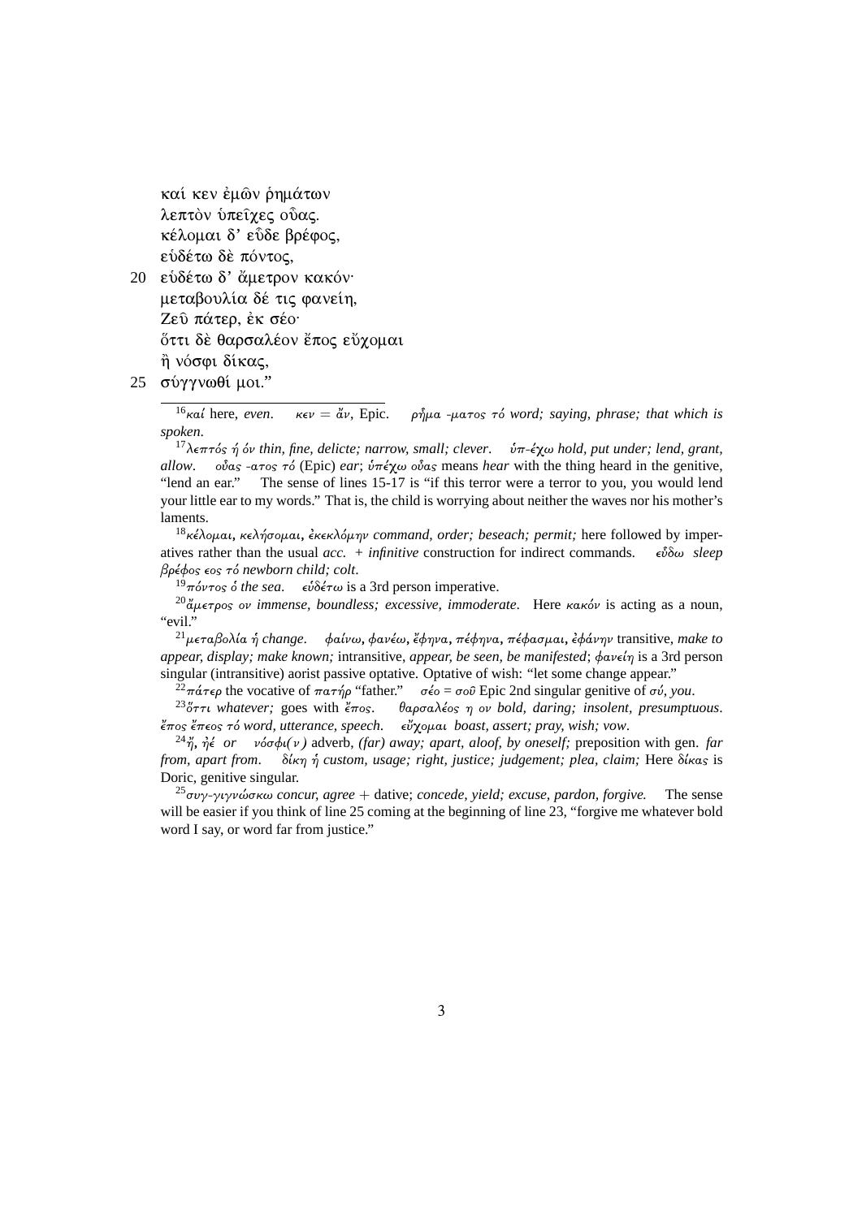καί κεν ἐμῶν ῥημάτων  
λεπτὸν ὑπεῖχες οὖας.  
κέλομαι δ' εὗδε βρέφος,  
εὑδέτω δὲ πόντος,  
20 εὑδέτω δ' ἄμετρον κακόν·  
μεταβουλία δέ τις φανείη,  
Ζεῦ πάτερ, ἐκ σέο·  
ὅττι δὲ θαρσαλέον ἔπος εὔχομαι  
ἢ νόσφι δίκας,  
25 σύγγνωθί μοι."

---

[16] *καί* here, *even*. *κεν* = *ἄν*, Epic. *ῥῆμα -ματος τό word; saying, phrase; that which is spoken*.

[17] *λεπτός ή όν thin, fine, delicte; narrow, small; clever*. *ὑπ-έχω hold, put under; lend, grant, allow*. *οὖας -ατος τό* (Epic) *ear*; *ὑπέχω οὖας* means *hear* with the thing heard in the genitive, "lend an ear." The sense of lines 15-17 is "if this terror were a terror to you, you would lend your little ear to my words." That is, the child is worrying about neither the waves nor his mother's laments.

[18] *κέλομαι, κελήσομαι, ἐκεκλόμην command, order; beseach; permit;* here followed by imperatives rather than the usual *acc. + infinitive* construction for indirect commands. *εὕδω sleep* *βρέφος εος τό newborn child; colt*.

[19] *πόντος ὁ the sea*. *εὑδέτω* is a 3rd person imperative.

[20] *ἄμετρος ον immense, boundless; excessive, immoderate*. Here *κακόν* is acting as a noun, "evil."

[21] *μεταβολία ἡ change*. *φαίνω, φανέω, ἔφηνα, πέφηνα, πέφασμαι, ἐφάνην* transitive, *make to appear, display; make known;* intransitive, *appear, be seen, be manifested*; *φανείη* is a 3rd person singular (intransitive) aorist passive optative. Optative of wish: "let some change appear."

[22] *πάτερ* the vocative of *πατήρ* "father." *σέο* = *σοῦ* Epic 2nd singular genitive of *σύ, you*.

[23] *ὅττι whatever;* goes with *ἔπος*. *θαρσαλέος η ον bold, daring; insolent, presumptuous*. *ἔπος ἔπεος τό word, utterance, speech*. *εὔχομαι boast, assert; pray, wish; vow*.

[24] *ἤ, ἠέ or* *νόσφι(ν)* adverb, *(far) away; apart, aloof, by oneself;* preposition with gen. *far from, apart from*. δίκη ἡ *custom, usage; right, justice; judgement; plea, claim;* Here δίκας is Doric, genitive singular.

[25] *συγ-γιγνώσκω concur, agree* + dative; *concede, yield; excuse, pardon, forgive.* The sense will be easier if you think of line 25 coming at the beginning of line 23, "forgive me whatever bold word I say, or word far from justice."